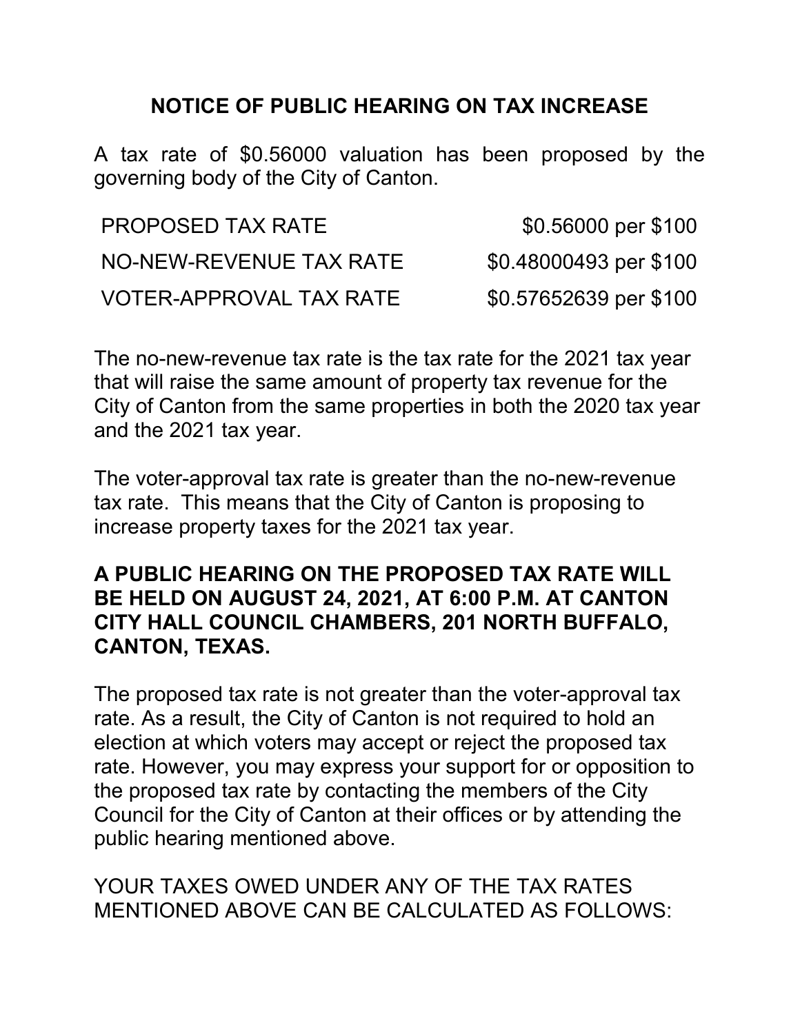# NOTICE OF PUBLIC HEARING ON TAX INCREASE

A tax rate of $0.56000 valuation has been proposed by the governing body of the City of Canton.

| | |
|---|---|
| PROPOSED TAX RATE | $0.56000 per $100 |
| NO-NEW-REVENUE TAX RATE | $0.48000493 per $100 |
| VOTER-APPROVAL TAX RATE | $0.57652639 per $100 |

The no-new-revenue tax rate is the tax rate for the 2021 tax year that will raise the same amount of property tax revenue for the City of Canton from the same properties in both the 2020 tax year and the 2021 tax year.

The voter-approval tax rate is greater than the no-new-revenue tax rate. This means that the City of Canton is proposing to increase property taxes for the 2021 tax year.

**A PUBLIC HEARING ON THE PROPOSED TAX RATE WILL BE HELD ON AUGUST 24, 2021, AT 6:00 P.M. AT CANTON CITY HALL COUNCIL CHAMBERS, 201 NORTH BUFFALO, CANTON, TEXAS.**

The proposed tax rate is not greater than the voter-approval tax rate. As a result, the City of Canton is not required to hold an election at which voters may accept or reject the proposed tax rate. However, you may express your support for or opposition to the proposed tax rate by contacting the members of the City Council for the City of Canton at their offices or by attending the public hearing mentioned above.

YOUR TAXES OWED UNDER ANY OF THE TAX RATES MENTIONED ABOVE CAN BE CALCULATED AS FOLLOWS: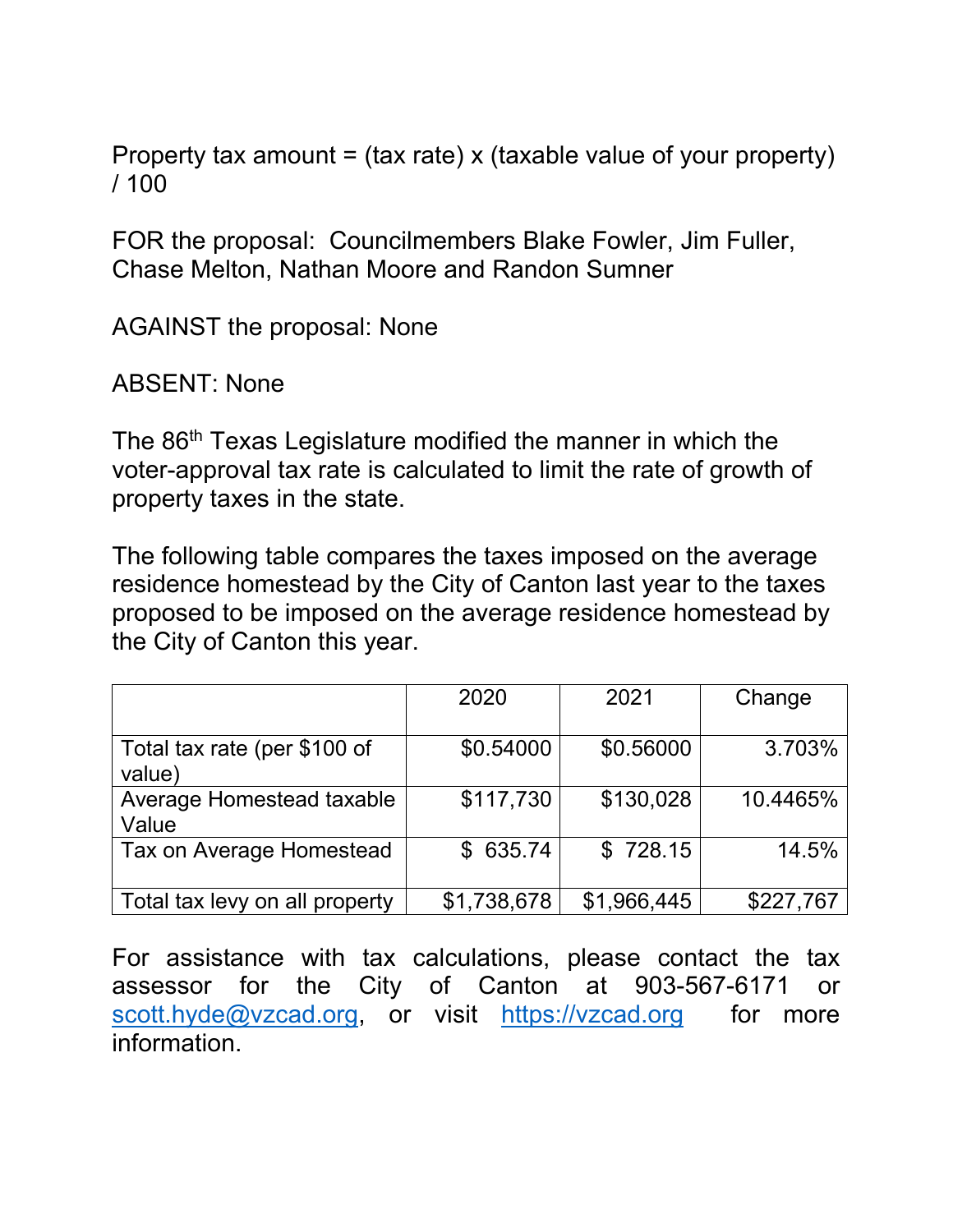Property tax amount = (tax rate) x (taxable value of your property) / 100

FOR the proposal: Councilmembers Blake Fowler, Jim Fuller, Chase Melton, Nathan Moore and Randon Sumner

AGAINST the proposal: None

ABSENT: None

The 86th Texas Legislature modified the manner in which the voter-approval tax rate is calculated to limit the rate of growth of property taxes in the state.

The following table compares the taxes imposed on the average residence homestead by the City of Canton last year to the taxes proposed to be imposed on the average residence homestead by the City of Canton this year.

| | 2020 | 2021 | Change |
|---|---|---|---|
| Total tax rate (per $100 of value) | $0.54000 | $0.56000 | 3.703% |
| Average Homestead taxable Value | $117,730 | $130,028 | 10.4465% |
| Tax on Average Homestead | $ 635.74 | $ 728.15 | 14.5% |
| Total tax levy on all property | $1,738,678 | $1,966,445 | $227,767 |

For assistance with tax calculations, please contact the tax assessor for the City of Canton at 903-567-6171 or scott.hyde@vzcad.org, or visit https://vzcad.org for more information.